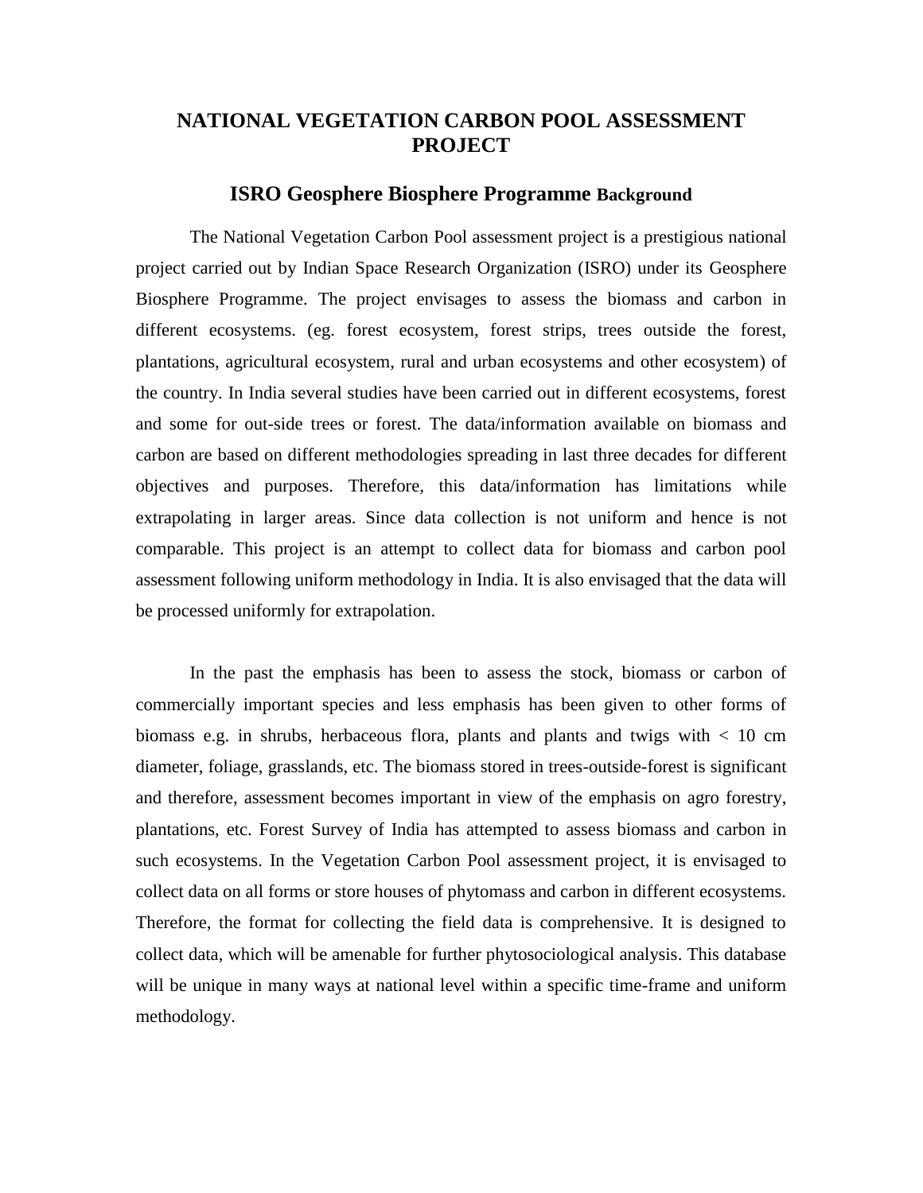# NATIONAL VEGETATION CARBON POOL ASSESSMENT PROJECT

## ISRO Geosphere Biosphere Programme Background

The National Vegetation Carbon Pool assessment project is a prestigious national project carried out by Indian Space Research Organization (ISRO) under its Geosphere Biosphere Programme. The project envisages to assess the biomass and carbon in different ecosystems. (eg. forest ecosystem, forest strips, trees outside the forest, plantations, agricultural ecosystem, rural and urban ecosystems and other ecosystem) of the country. In India several studies have been carried out in different ecosystems, forest and some for out-side trees or forest. The data/information available on biomass and carbon are based on different methodologies spreading in last three decades for different objectives and purposes. Therefore, this data/information has limitations while extrapolating in larger areas. Since data collection is not uniform and hence is not comparable. This project is an attempt to collect data for biomass and carbon pool assessment following uniform methodology in India. It is also envisaged that the data will be processed uniformly for extrapolation.

In the past the emphasis has been to assess the stock, biomass or carbon of commercially important species and less emphasis has been given to other forms of biomass e.g. in shrubs, herbaceous flora, plants and plants and twigs with < 10 cm diameter, foliage, grasslands, etc. The biomass stored in trees-outside-forest is significant and therefore, assessment becomes important in view of the emphasis on agro forestry, plantations, etc. Forest Survey of India has attempted to assess biomass and carbon in such ecosystems. In the Vegetation Carbon Pool assessment project, it is envisaged to collect data on all forms or store houses of phytomass and carbon in different ecosystems. Therefore, the format for collecting the field data is comprehensive. It is designed to collect data, which will be amenable for further phytosociological analysis. This database will be unique in many ways at national level within a specific time-frame and uniform methodology.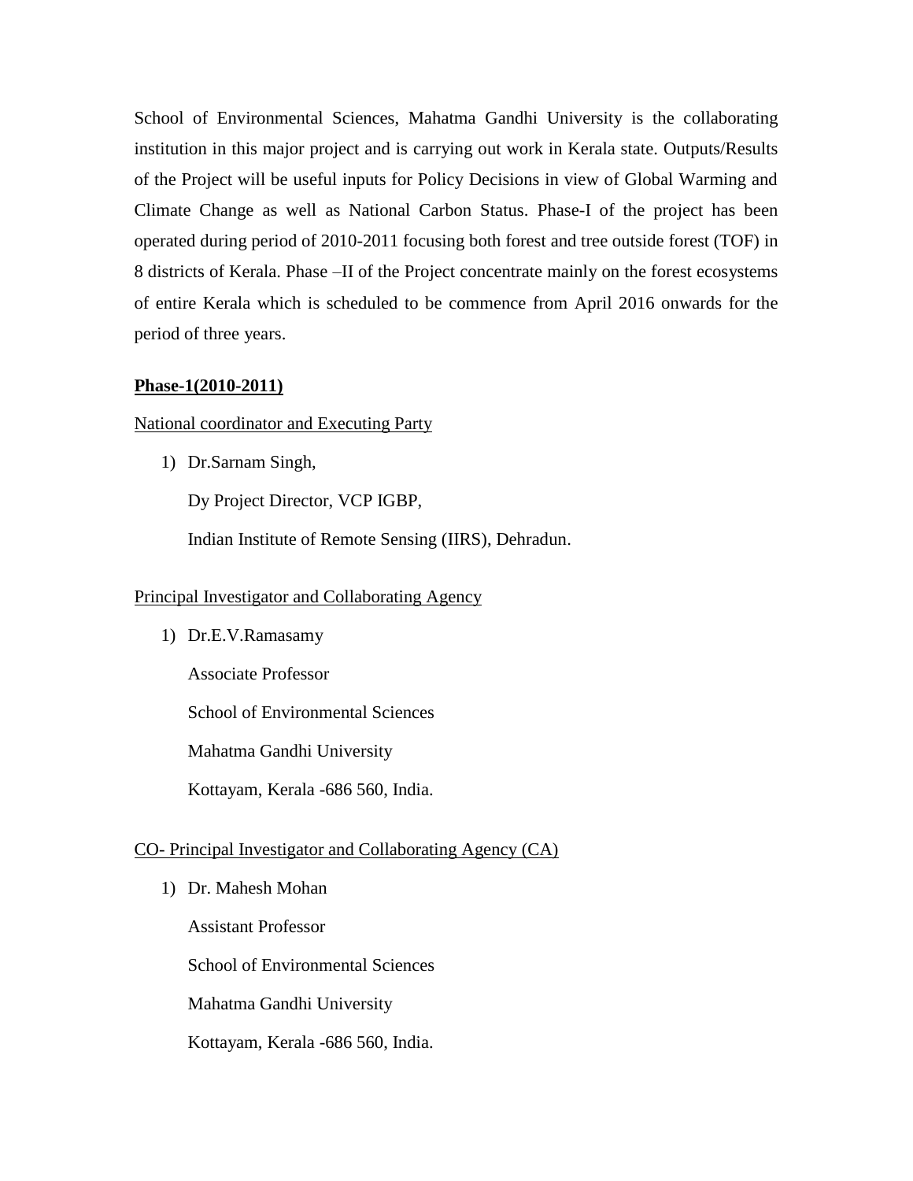School of Environmental Sciences, Mahatma Gandhi University is the collaborating institution in this major project and is carrying out work in Kerala state. Outputs/Results of the Project will be useful inputs for Policy Decisions in view of Global Warming and Climate Change as well as National Carbon Status. Phase-I of the project has been operated during period of 2010-2011 focusing both forest and tree outside forest (TOF) in 8 districts of Kerala. Phase –II of the Project concentrate mainly on the forest ecosystems of entire Kerala which is scheduled to be commence from April 2016 onwards for the period of three years.

**Phase-1(2010-2011)**

National coordinator and Executing Party

1) Dr.Sarnam Singh,

   Dy Project Director, VCP IGBP,

   Indian Institute of Remote Sensing (IIRS), Dehradun.

Principal Investigator and Collaborating Agency

1) Dr.E.V.Ramasamy

   Associate Professor

   School of Environmental Sciences

   Mahatma Gandhi University

   Kottayam, Kerala -686 560, India.

CO- Principal Investigator and Collaborating Agency (CA)

1) Dr. Mahesh Mohan

   Assistant Professor

   School of Environmental Sciences

   Mahatma Gandhi University

   Kottayam, Kerala -686 560, India.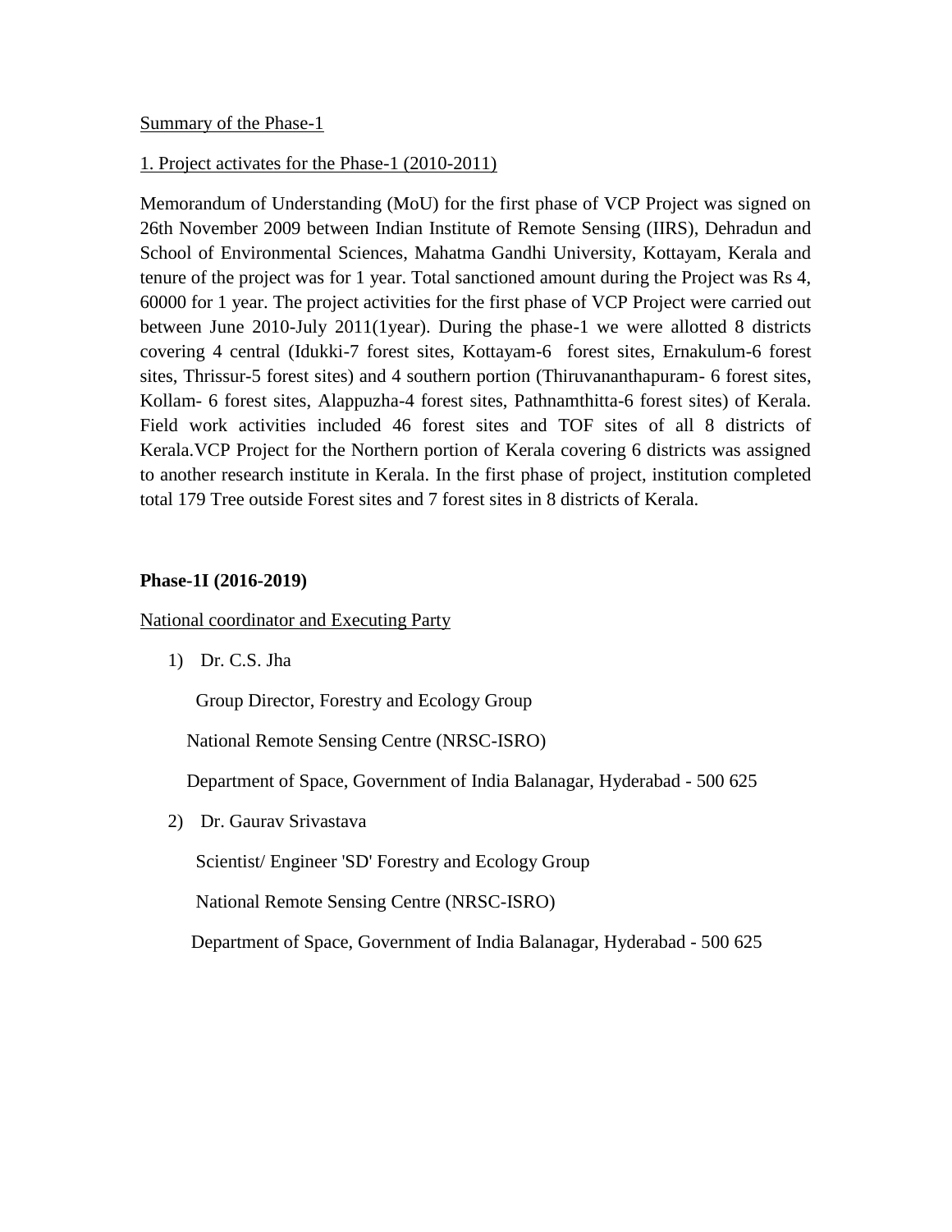Summary of the Phase-1

1. Project activates for the Phase-1 (2010-2011)

Memorandum of Understanding (MoU) for the first phase of VCP Project was signed on 26th November 2009 between Indian Institute of Remote Sensing (IIRS), Dehradun and School of Environmental Sciences, Mahatma Gandhi University, Kottayam, Kerala and tenure of the project was for 1 year. Total sanctioned amount during the Project was Rs 4, 60000 for 1 year. The project activities for the first phase of VCP Project were carried out between June 2010-July 2011(1year). During the phase-1 we were allotted 8 districts covering 4 central (Idukki-7 forest sites, Kottayam-6 forest sites, Ernakulum-6 forest sites, Thrissur-5 forest sites) and 4 southern portion (Thiruvananthapuram- 6 forest sites, Kollam- 6 forest sites, Alappuzha-4 forest sites, Pathnamthitta-6 forest sites) of Kerala. Field work activities included 46 forest sites and TOF sites of all 8 districts of Kerala.VCP Project for the Northern portion of Kerala covering 6 districts was assigned to another research institute in Kerala. In the first phase of project, institution completed total 179 Tree outside Forest sites and 7 forest sites in 8 districts of Kerala.

**Phase-1I (2016-2019)**

National coordinator and Executing Party

1) Dr. C.S. Jha

   Group Director, Forestry and Ecology Group

   National Remote Sensing Centre (NRSC-ISRO)

   Department of Space, Government of India Balanagar, Hyderabad - 500 625

2) Dr. Gaurav Srivastava

   Scientist/ Engineer 'SD' Forestry and Ecology Group

   National Remote Sensing Centre (NRSC-ISRO)

   Department of Space, Government of India Balanagar, Hyderabad - 500 625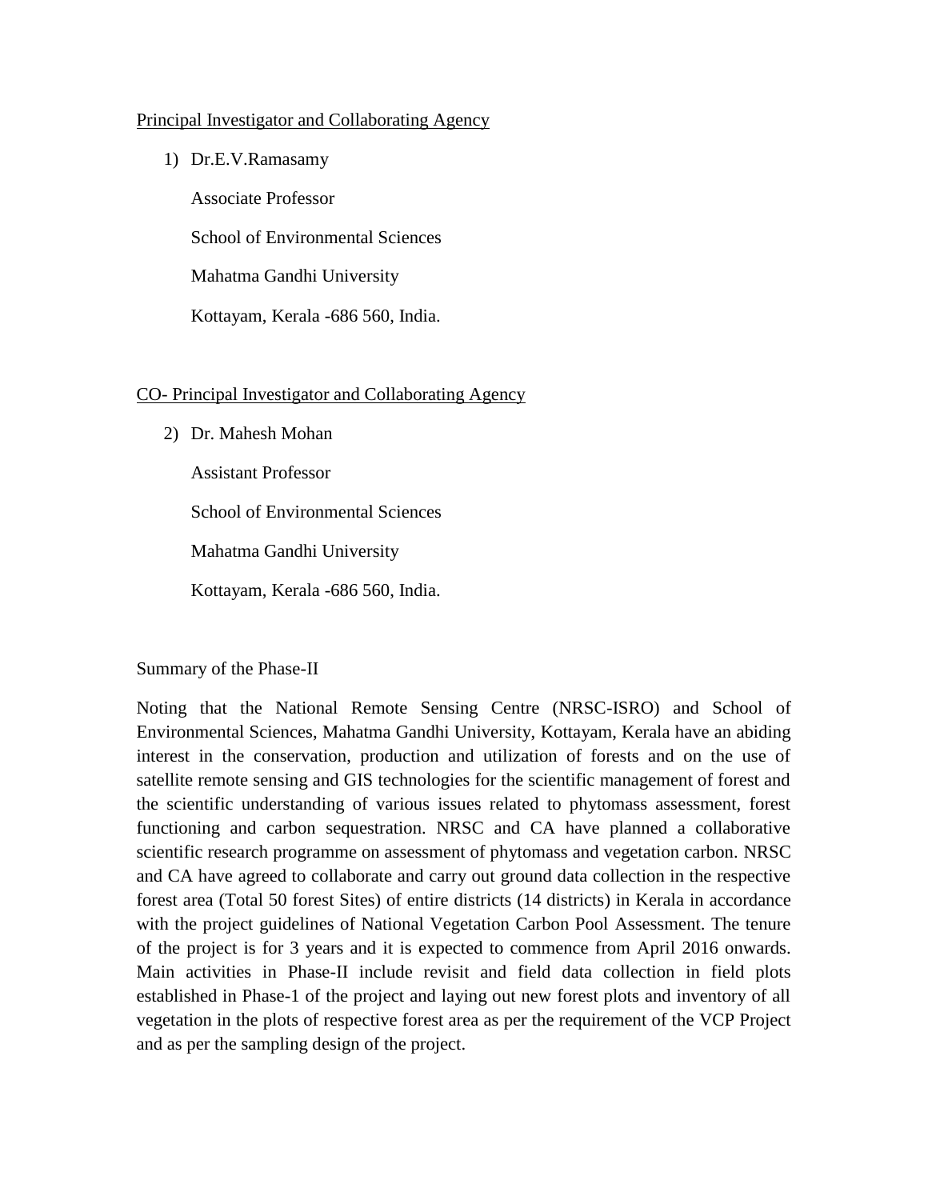Principal Investigator and Collaborating Agency

1) Dr.E.V.Ramasamy

   Associate Professor

   School of Environmental Sciences

   Mahatma Gandhi University

   Kottayam, Kerala -686 560, India.

CO- Principal Investigator and Collaborating Agency

2) Dr. Mahesh Mohan

   Assistant Professor

   School of Environmental Sciences

   Mahatma Gandhi University

   Kottayam, Kerala -686 560, India.

Summary of the Phase-II

Noting that the National Remote Sensing Centre (NRSC-ISRO) and School of Environmental Sciences, Mahatma Gandhi University, Kottayam, Kerala have an abiding interest in the conservation, production and utilization of forests and on the use of satellite remote sensing and GIS technologies for the scientific management of forest and the scientific understanding of various issues related to phytomass assessment, forest functioning and carbon sequestration. NRSC and CA have planned a collaborative scientific research programme on assessment of phytomass and vegetation carbon. NRSC and CA have agreed to collaborate and carry out ground data collection in the respective forest area (Total 50 forest Sites) of entire districts (14 districts) in Kerala in accordance with the project guidelines of National Vegetation Carbon Pool Assessment. The tenure of the project is for 3 years and it is expected to commence from April 2016 onwards. Main activities in Phase-II include revisit and field data collection in field plots established in Phase-1 of the project and laying out new forest plots and inventory of all vegetation in the plots of respective forest area as per the requirement of the VCP Project and as per the sampling design of the project.